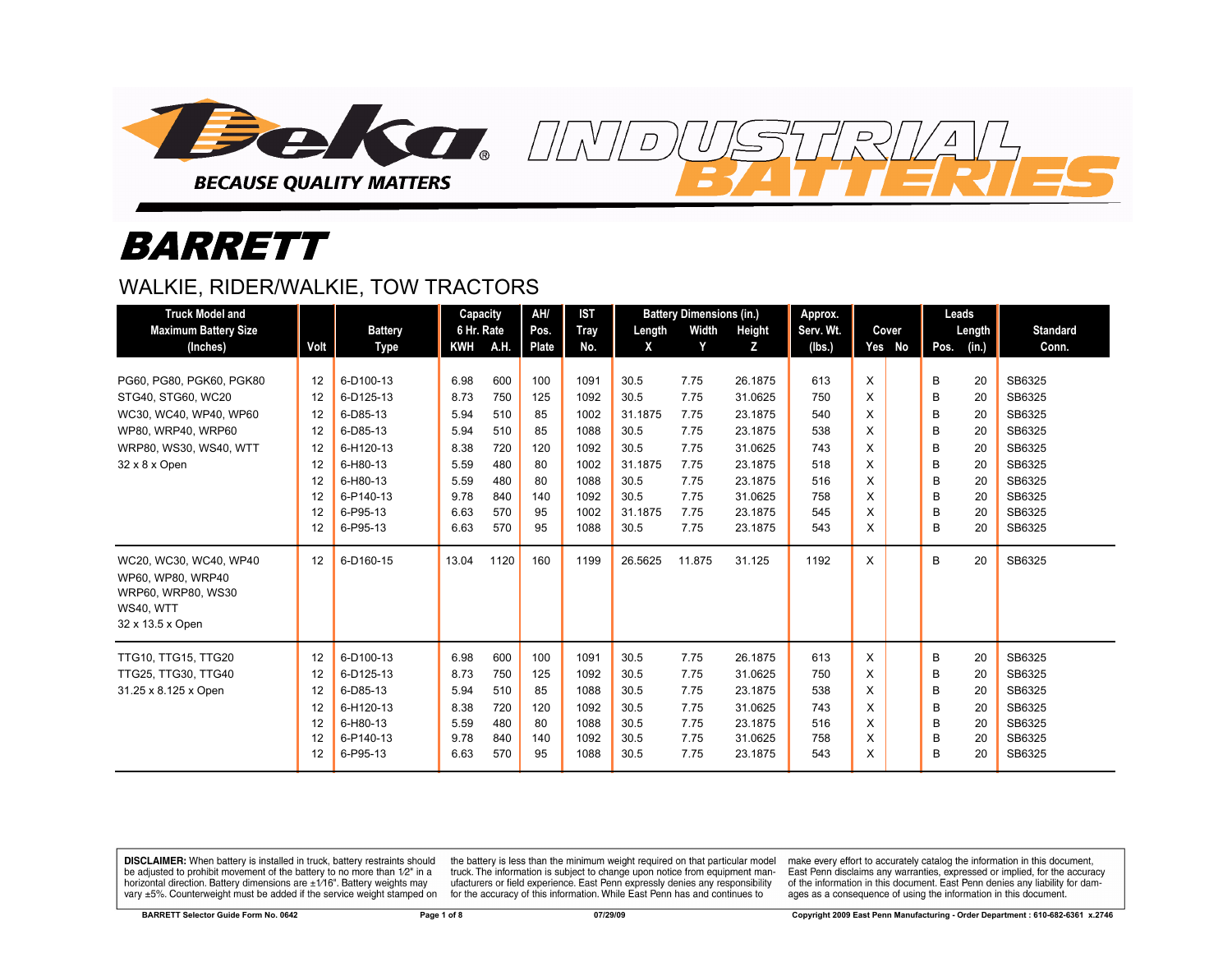Deka INDUSTRIAL BATTERIES

BECAUSE QUALITY MATTERS

# BARRETT

## WALKIE, RIDER/WALKIE, TOW TRACTORS

| Truck Model and Maximum Battery Size (Inches) | Volt | Battery Type | Capacity 6 Hr. Rate | | AH/ Pos. Plate | IST Tray No. | Battery Dimensions (in.) | | | Approx. Serv. Wt. (lbs.) | Cover | | Leads | | Standard Conn. |
|---|---|---|---|---|---|---|---|---|---|---|---|---|---|---|---|
| | | | KWH | A.H. | | | Length X | Width Y | Height Z | | Yes | No | Pos. | Length (in.) | |
| PG60, PG80, PGK60, PGK80 | 12 | 6-D100-13 | 6.98 | 600 | 100 | 1091 | 30.5 | 7.75 | 26.1875 | 613 | X | | B | 20 | SB6325 |
| STG40, STG60, WC20 | 12 | 6-D125-13 | 8.73 | 750 | 125 | 1092 | 30.5 | 7.75 | 31.0625 | 750 | X | | B | 20 | SB6325 |
| WC30, WC40, WP40, WP60 | 12 | 6-D85-13 | 5.94 | 510 | 85 | 1002 | 31.1875 | 7.75 | 23.1875 | 540 | X | | B | 20 | SB6325 |
| WP80, WRP40, WRP60 | 12 | 6-D85-13 | 5.94 | 510 | 85 | 1088 | 30.5 | 7.75 | 23.1875 | 538 | X | | B | 20 | SB6325 |
| WRP80, WS30, WS40, WTT | 12 | 6-H120-13 | 8.38 | 720 | 120 | 1092 | 30.5 | 7.75 | 31.0625 | 743 | X | | B | 20 | SB6325 |
| 32 x 8 x Open | 12 | 6-H80-13 | 5.59 | 480 | 80 | 1002 | 31.1875 | 7.75 | 23.1875 | 518 | X | | B | 20 | SB6325 |
| | 12 | 6-H80-13 | 5.59 | 480 | 80 | 1088 | 30.5 | 7.75 | 23.1875 | 516 | X | | B | 20 | SB6325 |
| | 12 | 6-P140-13 | 9.78 | 840 | 140 | 1092 | 30.5 | 7.75 | 31.0625 | 758 | X | | B | 20 | SB6325 |
| | 12 | 6-P95-13 | 6.63 | 570 | 95 | 1002 | 31.1875 | 7.75 | 23.1875 | 545 | X | | B | 20 | SB6325 |
| | 12 | 6-P95-13 | 6.63 | 570 | 95 | 1088 | 30.5 | 7.75 | 23.1875 | 543 | X | | B | 20 | SB6325 |
| WC20, WC30, WC40, WP40 WP60, WP80, WRP40 WRP60, WRP80, WS30 WS40, WTT 32 x 13.5 x Open | 12 | 6-D160-15 | 13.04 | 1120 | 160 | 1199 | 26.5625 | 11.875 | 31.125 | 1192 | X | | B | 20 | SB6325 |
| TTG10, TTG15, TTG20 | 12 | 6-D100-13 | 6.98 | 600 | 100 | 1091 | 30.5 | 7.75 | 26.1875 | 613 | X | | B | 20 | SB6325 |
| TTG25, TTG30, TTG40 | 12 | 6-D125-13 | 8.73 | 750 | 125 | 1092 | 30.5 | 7.75 | 31.0625 | 750 | X | | B | 20 | SB6325 |
| 31.25 x 8.125 x Open | 12 | 6-D85-13 | 5.94 | 510 | 85 | 1088 | 30.5 | 7.75 | 23.1875 | 538 | X | | B | 20 | SB6325 |
| | 12 | 6-H120-13 | 8.38 | 720 | 120 | 1092 | 30.5 | 7.75 | 31.0625 | 743 | X | | B | 20 | SB6325 |
| | 12 | 6-H80-13 | 5.59 | 480 | 80 | 1088 | 30.5 | 7.75 | 23.1875 | 516 | X | | B | 20 | SB6325 |
| | 12 | 6-P140-13 | 9.78 | 840 | 140 | 1092 | 30.5 | 7.75 | 31.0625 | 758 | X | | B | 20 | SB6325 |
| | 12 | 6-P95-13 | 6.63 | 570 | 95 | 1088 | 30.5 | 7.75 | 23.1875 | 543 | X | | B | 20 | SB6325 |

**DISCLAIMER:** When battery is installed in truck, battery restraints should be adjusted to prohibit movement of the battery to no more than 1⁄2" in a horizontal direction. Battery dimensions are ±1⁄16". Battery weights may vary ±5%. Counterweight must be added if the service weight stamped on the battery is less than the minimum weight required on that particular model truck. The information is subject to change upon notice from equipment manufacturers or field experience. East Penn expressly denies any responsibility for the accuracy of this information. While East Penn has and continues to make every effort to accurately catalog the information in this document, East Penn disclaims any warranties, expressed or implied, for the accuracy of the information in this document. East Penn denies any liability for damages as a consequence of using the information in this document.

BARRETT Selector Guide Form No. 0642 07/29/09 Copyright 2009 East Penn Manufacturing - Order Department : 610-682-6361 x.2746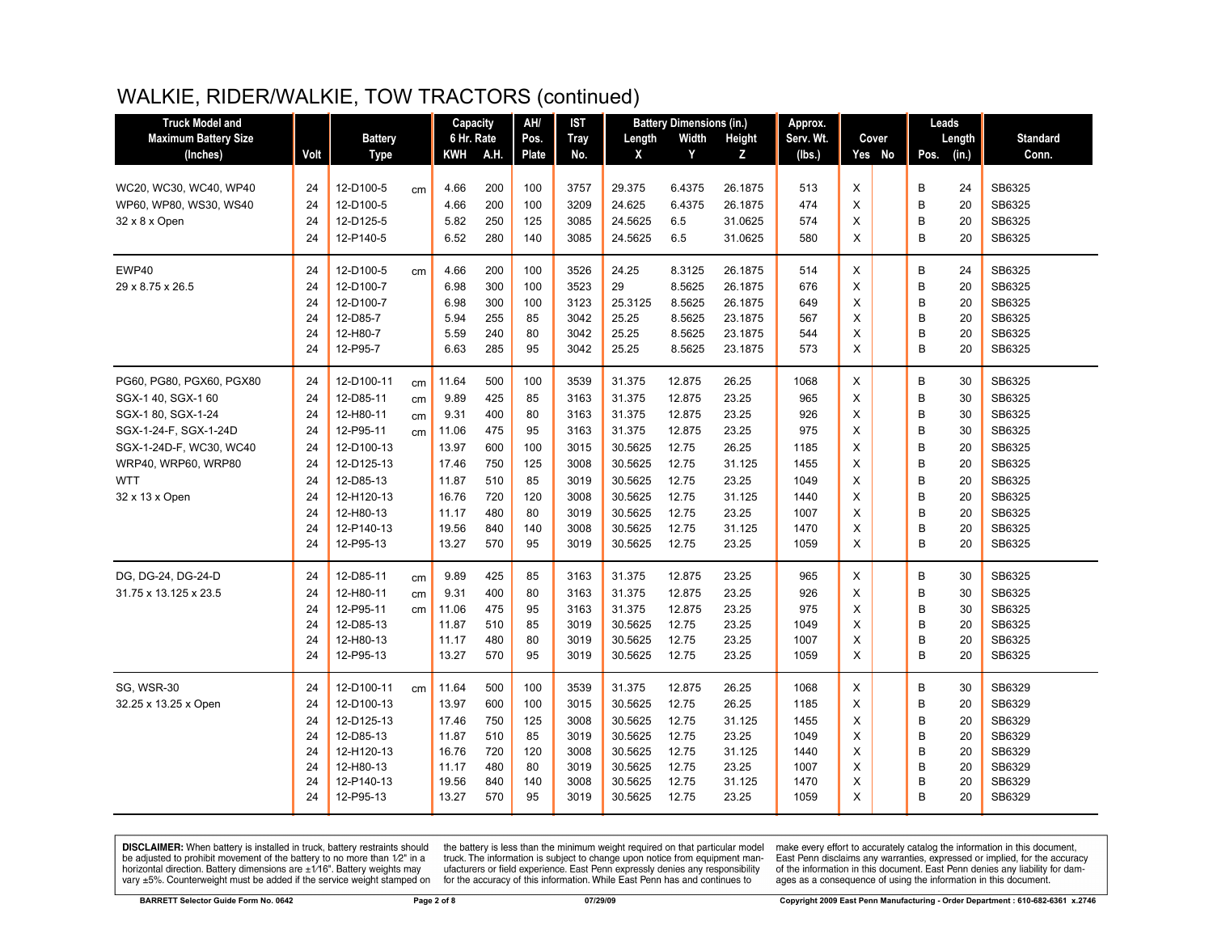# WALKIE, RIDER/WALKIE, TOW TRACTORS (continued)

| Truck Model and Maximum Battery Size (Inches) | Volt | Battery Type | | Capacity 6 Hr. Rate KWH | A.H. | AH/ Pos. Plate | IST Tray No. | Battery Dimensions (in.) Length X | Width Y | Height Z | Approx. Serv. Wt. (lbs.) | Cover Yes | No | Leads Pos. | Length (in.) | Standard Conn. |
|---|---|---|---|---|---|---|---|---|---|---|---|---|---|---|---|---|
| WC20, WC30, WC40, WP40 | 24 | 12-D100-5 | cm | 4.66 | 200 | 100 | 3757 | 29.375 | 6.4375 | 26.1875 | 513 | X | | B | 24 | SB6325 |
| WP60, WP80, WS30, WS40 | 24 | 12-D100-5 | | 4.66 | 200 | 100 | 3209 | 24.625 | 6.4375 | 26.1875 | 474 | X | | B | 20 | SB6325 |
| 32 x 8 x Open | 24 | 12-D125-5 | | 5.82 | 250 | 125 | 3085 | 24.5625 | 6.5 | 31.0625 | 574 | X | | B | 20 | SB6325 |
| | 24 | 12-P140-5 | | 6.52 | 280 | 140 | 3085 | 24.5625 | 6.5 | 31.0625 | 580 | X | | B | 20 | SB6325 |
| EWP40 | 24 | 12-D100-5 | cm | 4.66 | 200 | 100 | 3526 | 24.25 | 8.3125 | 26.1875 | 514 | X | | B | 24 | SB6325 |
| 29 x 8.75 x 26.5 | 24 | 12-D100-7 | | 6.98 | 300 | 100 | 3523 | 29 | 8.5625 | 26.1875 | 676 | X | | B | 20 | SB6325 |
| | 24 | 12-D100-7 | | 6.98 | 300 | 100 | 3123 | 25.3125 | 8.5625 | 26.1875 | 649 | X | | B | 20 | SB6325 |
| | 24 | 12-D85-7 | | 5.94 | 255 | 85 | 3042 | 25.25 | 8.5625 | 23.1875 | 567 | X | | B | 20 | SB6325 |
| | 24 | 12-H80-7 | | 5.59 | 240 | 80 | 3042 | 25.25 | 8.5625 | 23.1875 | 544 | X | | B | 20 | SB6325 |
| | 24 | 12-P95-7 | | 6.63 | 285 | 95 | 3042 | 25.25 | 8.5625 | 23.1875 | 573 | X | | B | 20 | SB6325 |
| PG60, PG80, PGX60, PGX80 | 24 | 12-D100-11 | cm | 11.64 | 500 | 100 | 3539 | 31.375 | 12.875 | 26.25 | 1068 | X | | B | 30 | SB6325 |
| SGX-1 40, SGX-1 60 | 24 | 12-D85-11 | cm | 9.89 | 425 | 85 | 3163 | 31.375 | 12.875 | 23.25 | 965 | X | | B | 30 | SB6325 |
| SGX-1 80, SGX-1-24 | 24 | 12-H80-11 | cm | 9.31 | 400 | 80 | 3163 | 31.375 | 12.875 | 23.25 | 926 | X | | B | 30 | SB6325 |
| SGX-1-24-F, SGX-1-24D | 24 | 12-P95-11 | cm | 11.06 | 475 | 95 | 3163 | 31.375 | 12.875 | 23.25 | 975 | X | | B | 30 | SB6325 |
| SGX-1-24D-F, WC30, WC40 | 24 | 12-D100-13 | | 13.97 | 600 | 100 | 3015 | 30.5625 | 12.75 | 26.25 | 1185 | X | | B | 20 | SB6325 |
| WRP40, WRP60, WRP80 | 24 | 12-D125-13 | | 17.46 | 750 | 125 | 3008 | 30.5625 | 12.75 | 31.125 | 1455 | X | | B | 20 | SB6325 |
| WTT | 24 | 12-D85-13 | | 11.87 | 510 | 85 | 3019 | 30.5625 | 12.75 | 23.25 | 1049 | X | | B | 20 | SB6325 |
| 32 x 13 x Open | 24 | 12-H120-13 | | 16.76 | 720 | 120 | 3008 | 30.5625 | 12.75 | 31.125 | 1440 | X | | B | 20 | SB6325 |
| | 24 | 12-H80-13 | | 11.17 | 480 | 80 | 3019 | 30.5625 | 12.75 | 23.25 | 1007 | X | | B | 20 | SB6325 |
| | 24 | 12-P140-13 | | 19.56 | 840 | 140 | 3008 | 30.5625 | 12.75 | 31.125 | 1470 | X | | B | 20 | SB6325 |
| | 24 | 12-P95-13 | | 13.27 | 570 | 95 | 3019 | 30.5625 | 12.75 | 23.25 | 1059 | X | | B | 20 | SB6325 |
| DG, DG-24, DG-24-D | 24 | 12-D85-11 | cm | 9.89 | 425 | 85 | 3163 | 31.375 | 12.875 | 23.25 | 965 | X | | B | 30 | SB6325 |
| 31.75 x 13.125 x 23.5 | 24 | 12-H80-11 | cm | 9.31 | 400 | 80 | 3163 | 31.375 | 12.875 | 23.25 | 926 | X | | B | 30 | SB6325 |
| | 24 | 12-P95-11 | cm | 11.06 | 475 | 95 | 3163 | 31.375 | 12.875 | 23.25 | 975 | X | | B | 30 | SB6325 |
| | 24 | 12-D85-13 | | 11.87 | 510 | 85 | 3019 | 30.5625 | 12.75 | 23.25 | 1049 | X | | B | 20 | SB6325 |
| | 24 | 12-H80-13 | | 11.17 | 480 | 80 | 3019 | 30.5625 | 12.75 | 23.25 | 1007 | X | | B | 20 | SB6325 |
| | 24 | 12-P95-13 | | 13.27 | 570 | 95 | 3019 | 30.5625 | 12.75 | 23.25 | 1059 | X | | B | 20 | SB6325 |
| SG, WSR-30 | 24 | 12-D100-11 | cm | 11.64 | 500 | 100 | 3539 | 31.375 | 12.875 | 26.25 | 1068 | X | | B | 30 | SB6329 |
| 32.25 x 13.25 x Open | 24 | 12-D100-13 | | 13.97 | 600 | 100 | 3015 | 30.5625 | 12.75 | 26.25 | 1185 | X | | B | 20 | SB6329 |
| | 24 | 12-D125-13 | | 17.46 | 750 | 125 | 3008 | 30.5625 | 12.75 | 31.125 | 1455 | X | | B | 20 | SB6329 |
| | 24 | 12-D85-13 | | 11.87 | 510 | 85 | 3019 | 30.5625 | 12.75 | 23.25 | 1049 | X | | B | 20 | SB6329 |
| | 24 | 12-H120-13 | | 16.76 | 720 | 120 | 3008 | 30.5625 | 12.75 | 31.125 | 1440 | X | | B | 20 | SB6329 |
| | 24 | 12-H80-13 | | 11.17 | 480 | 80 | 3019 | 30.5625 | 12.75 | 23.25 | 1007 | X | | B | 20 | SB6329 |
| | 24 | 12-P140-13 | | 19.56 | 840 | 140 | 3008 | 30.5625 | 12.75 | 31.125 | 1470 | X | | B | 20 | SB6329 |
| | 24 | 12-P95-13 | | 13.27 | 570 | 95 | 3019 | 30.5625 | 12.75 | 23.25 | 1059 | X | | B | 20 | SB6329 |

**DISCLAIMER:** When battery is installed in truck, battery restraints should be adjusted to prohibit movement of the battery to no more than 1⁄2" in a horizontal direction. Battery dimensions are ±1⁄16". Battery weights may vary ±5%. Counterweight must be added if the service weight stamped on the battery is less than the minimum weight required on that particular model truck. The information is subject to change upon notice from equipment manufacturers or field experience. East Penn expressly denies any responsibility for the accuracy of this information. While East Penn has and continues to make every effort to accurately catalog the information in this document, East Penn disclaims any warranties, expressed or implied, for the accuracy of the information in this document. East Penn denies any liability for damages as a consequence of using the information in this document.

BARRETT Selector Guide Form No. 0642 | 07/29/09 | Copyright 2009 East Penn Manufacturing - Order Department : 610-682-6361 x.2746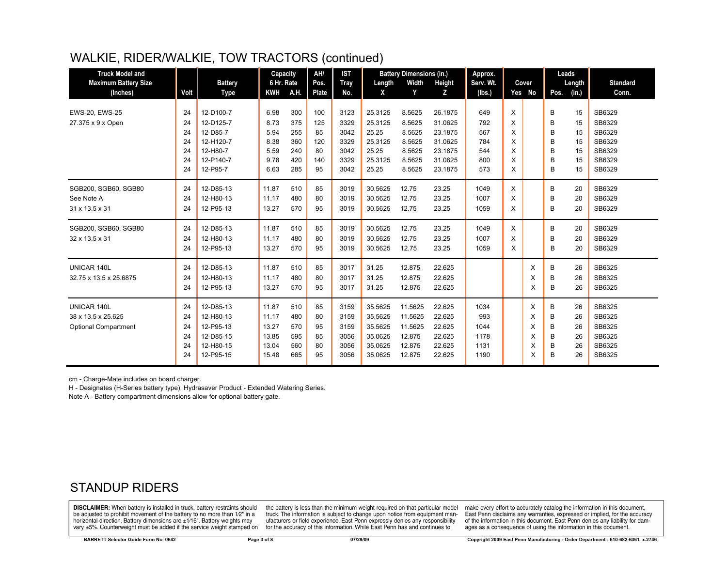## WALKIE, RIDER/WALKIE, TOW TRACTORS (continued)

| Truck Model and Maximum Battery Size (Inches) | Volt | Battery Type | Capacity 6 Hr. Rate KWH | A.H. | AH/ Pos. Plate | IST Tray No. | Battery Dimensions (in.) Length X | Width Y | Height Z | Approx. Serv. Wt. (lbs.) | Cover Yes | No | Leads Pos. | Length (in.) | Standard Conn. |
|---|---|---|---|---|---|---|---|---|---|---|---|---|---|---|---|
| EWS-20, EWS-25 | 24 | 12-D100-7 | 6.98 | 300 | 100 | 3123 | 25.3125 | 8.5625 | 26.1875 | 649 | X | | B | 15 | SB6329 |
| 27.375 x 9 x Open | 24 | 12-D125-7 | 8.73 | 375 | 125 | 3329 | 25.3125 | 8.5625 | 31.0625 | 792 | X | | B | 15 | SB6329 |
| | 24 | 12-D85-7 | 5.94 | 255 | 85 | 3042 | 25.25 | 8.5625 | 23.1875 | 567 | X | | B | 15 | SB6329 |
| | 24 | 12-H120-7 | 8.38 | 360 | 120 | 3329 | 25.3125 | 8.5625 | 31.0625 | 784 | X | | B | 15 | SB6329 |
| | 24 | 12-H80-7 | 5.59 | 240 | 80 | 3042 | 25.25 | 8.5625 | 23.1875 | 544 | X | | B | 15 | SB6329 |
| | 24 | 12-P140-7 | 9.78 | 420 | 140 | 3329 | 25.3125 | 8.5625 | 31.0625 | 800 | X | | B | 15 | SB6329 |
| | 24 | 12-P95-7 | 6.63 | 285 | 95 | 3042 | 25.25 | 8.5625 | 23.1875 | 573 | X | | B | 15 | SB6329 |
| SGB200, SGB60, SGB80 | 24 | 12-D85-13 | 11.87 | 510 | 85 | 3019 | 30.5625 | 12.75 | 23.25 | 1049 | X | | B | 20 | SB6329 |
| See Note A | 24 | 12-H80-13 | 11.17 | 480 | 80 | 3019 | 30.5625 | 12.75 | 23.25 | 1007 | X | | B | 20 | SB6329 |
| 31 x 13.5 x 31 | 24 | 12-P95-13 | 13.27 | 570 | 95 | 3019 | 30.5625 | 12.75 | 23.25 | 1059 | X | | B | 20 | SB6329 |
| SGB200, SGB60, SGB80 | 24 | 12-D85-13 | 11.87 | 510 | 85 | 3019 | 30.5625 | 12.75 | 23.25 | 1049 | X | | B | 20 | SB6329 |
| 32 x 13.5 x 31 | 24 | 12-H80-13 | 11.17 | 480 | 80 | 3019 | 30.5625 | 12.75 | 23.25 | 1007 | X | | B | 20 | SB6329 |
| | 24 | 12-P95-13 | 13.27 | 570 | 95 | 3019 | 30.5625 | 12.75 | 23.25 | 1059 | X | | B | 20 | SB6329 |
| UNICAR 140L | 24 | 12-D85-13 | 11.87 | 510 | 85 | 3017 | 31.25 | 12.875 | 22.625 | | | X | B | 26 | SB6325 |
| 32.75 x 13.5 x 25.6875 | 24 | 12-H80-13 | 11.17 | 480 | 80 | 3017 | 31.25 | 12.875 | 22.625 | | | X | B | 26 | SB6325 |
| | 24 | 12-P95-13 | 13.27 | 570 | 95 | 3017 | 31.25 | 12.875 | 22.625 | | | X | B | 26 | SB6325 |
| UNICAR 140L | 24 | 12-D85-13 | 11.87 | 510 | 85 | 3159 | 35.5625 | 11.5625 | 22.625 | 1034 | | X | B | 26 | SB6325 |
| 38 x 13.5 x 25.625 | 24 | 12-H80-13 | 11.17 | 480 | 80 | 3159 | 35.5625 | 11.5625 | 22.625 | 993 | | X | B | 26 | SB6325 |
| Optional Compartment | 24 | 12-P95-13 | 13.27 | 570 | 95 | 3159 | 35.5625 | 11.5625 | 22.625 | 1044 | | X | B | 26 | SB6325 |
| | 24 | 12-D85-15 | 13.85 | 595 | 85 | 3056 | 35.0625 | 12.875 | 22.625 | 1178 | | X | B | 26 | SB6325 |
| | 24 | 12-H80-15 | 13.04 | 560 | 80 | 3056 | 35.0625 | 12.875 | 22.625 | 1131 | | X | B | 26 | SB6325 |
| | 24 | 12-P95-15 | 15.48 | 665 | 95 | 3056 | 35.0625 | 12.875 | 22.625 | 1190 | | X | B | 26 | SB6325 |

cm - Charge-Mate includes on board charger.

H - Designates (H-Series battery type), Hydrasaver Product - Extended Watering Series.

Note A - Battery compartment dimensions allow for optional battery gate.

## STANDUP RIDERS

**DISCLAIMER:** When battery is installed in truck, battery restraints should be adjusted to prohibit movement of the battery to no more than 1⁄2" in a horizontal direction. Battery dimensions are ±1⁄16". Battery weights may vary ±5%. Counterweight must be added if the service weight stamped on the battery is less than the minimum weight required on that particular model truck. The information is subject to change upon notice from equipment manufacturers or field experience. East Penn expressly denies any responsibility for the accuracy of this information. While East Penn has and continues to make every effort to accurately catalog the information in this document, East Penn disclaims any warranties, expressed or implied, for the accuracy of the information in this document. East Penn denies any liability for damages as a consequence of using the information in this document.

BARRETT Selector Guide Form No. 0642 | 07/29/09 | Copyright 2009 East Penn Manufacturing - Order Department : 610-682-6361 x.2746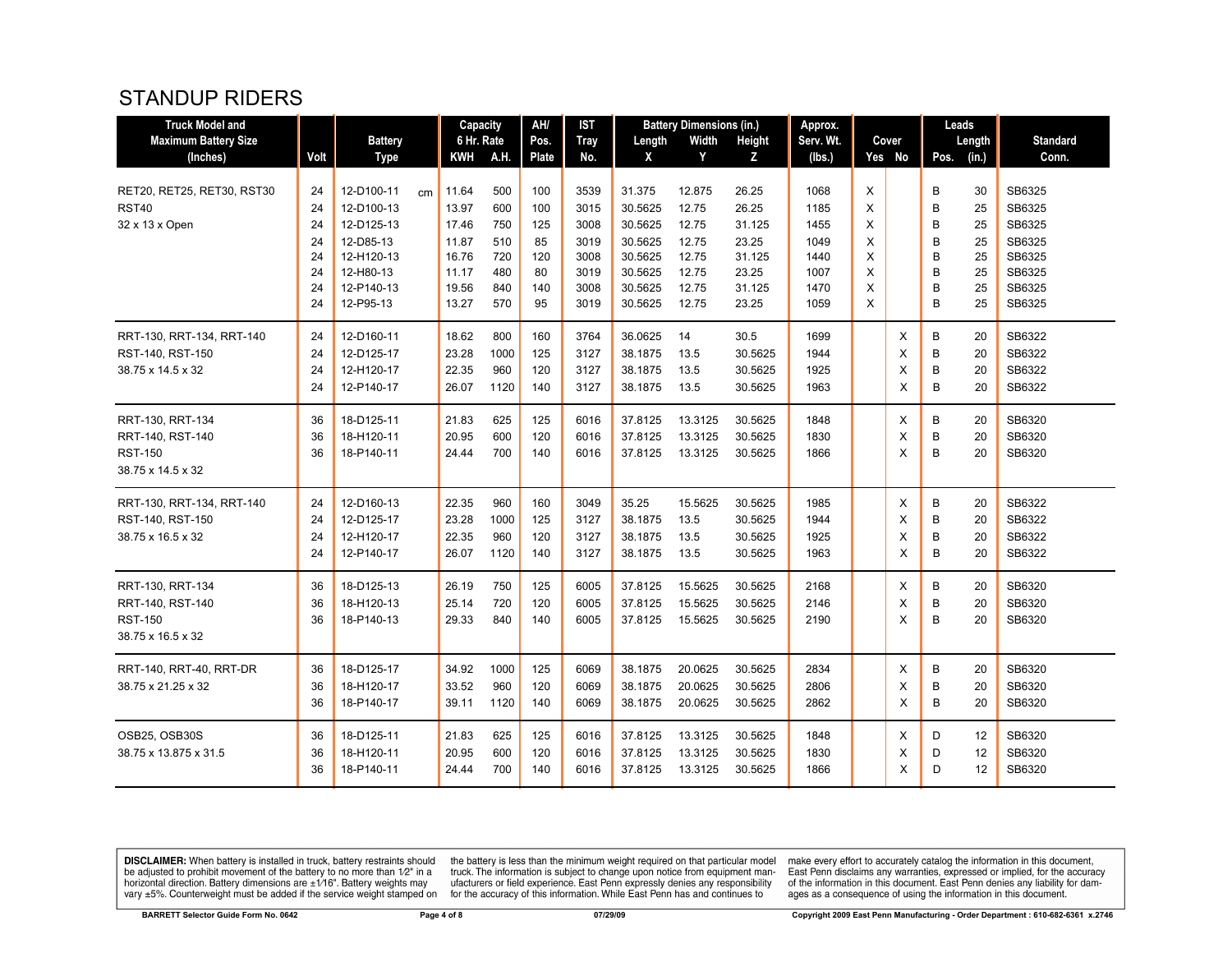# STANDUP RIDERS

| Truck Model and Maximum Battery Size (Inches) | Volt | Battery Type | Capacity 6 Hr. Rate KWH | Capacity 6 Hr. Rate A.H. | AH/ Pos. Plate | IST Tray No. | Battery Dimensions (in.) Length X | Width Y | Height Z | Approx. Serv. Wt. (lbs.) | Cover Yes | Cover No | Leads Pos. | Leads Length (in.) | Standard Conn. |
|---|---|---|---|---|---|---|---|---|---|---|---|---|---|---|---|
| RET20, RET25, RET30, RST30 | 24 | 12-D100-11 cm | 11.64 | 500 | 100 | 3539 | 31.375 | 12.875 | 26.25 | 1068 | X | | B | 30 | SB6325 |
| RST40 | 24 | 12-D100-13 | 13.97 | 600 | 100 | 3015 | 30.5625 | 12.75 | 26.25 | 1185 | X | | B | 25 | SB6325 |
| 32 x 13 x Open | 24 | 12-D125-13 | 17.46 | 750 | 125 | 3008 | 30.5625 | 12.75 | 31.125 | 1455 | X | | B | 25 | SB6325 |
| | 24 | 12-D85-13 | 11.87 | 510 | 85 | 3019 | 30.5625 | 12.75 | 23.25 | 1049 | X | | B | 25 | SB6325 |
| | 24 | 12-H120-13 | 16.76 | 720 | 120 | 3008 | 30.5625 | 12.75 | 31.125 | 1440 | X | | B | 25 | SB6325 |
| | 24 | 12-H80-13 | 11.17 | 480 | 80 | 3019 | 30.5625 | 12.75 | 23.25 | 1007 | X | | B | 25 | SB6325 |
| | 24 | 12-P140-13 | 19.56 | 840 | 140 | 3008 | 30.5625 | 12.75 | 31.125 | 1470 | X | | B | 25 | SB6325 |
| | 24 | 12-P95-13 | 13.27 | 570 | 95 | 3019 | 30.5625 | 12.75 | 23.25 | 1059 | X | | B | 25 | SB6325 |
| RRT-130, RRT-134, RRT-140 | 24 | 12-D160-11 | 18.62 | 800 | 160 | 3764 | 36.0625 | 14 | 30.5 | 1699 | | X | B | 20 | SB6322 |
| RST-140, RST-150 | 24 | 12-D125-17 | 23.28 | 1000 | 125 | 3127 | 38.1875 | 13.5 | 30.5625 | 1944 | | X | B | 20 | SB6322 |
| 38.75 x 14.5 x 32 | 24 | 12-H120-17 | 22.35 | 960 | 120 | 3127 | 38.1875 | 13.5 | 30.5625 | 1925 | | X | B | 20 | SB6322 |
| | 24 | 12-P140-17 | 26.07 | 1120 | 140 | 3127 | 38.1875 | 13.5 | 30.5625 | 1963 | | X | B | 20 | SB6322 |
| RRT-130, RRT-134 | 36 | 18-D125-11 | 21.83 | 625 | 125 | 6016 | 37.8125 | 13.3125 | 30.5625 | 1848 | | X | B | 20 | SB6320 |
| RRT-140, RST-140 | 36 | 18-H120-11 | 20.95 | 600 | 120 | 6016 | 37.8125 | 13.3125 | 30.5625 | 1830 | | X | B | 20 | SB6320 |
| RST-150 | 36 | 18-P140-11 | 24.44 | 700 | 140 | 6016 | 37.8125 | 13.3125 | 30.5625 | 1866 | | X | B | 20 | SB6320 |
| 38.75 x 14.5 x 32 | | | | | | | | | | | | | | | |
| RRT-130, RRT-134, RRT-140 | 24 | 12-D160-13 | 22.35 | 960 | 160 | 3049 | 35.25 | 15.5625 | 30.5625 | 1985 | | X | B | 20 | SB6322 |
| RST-140, RST-150 | 24 | 12-D125-17 | 23.28 | 1000 | 125 | 3127 | 38.1875 | 13.5 | 30.5625 | 1944 | | X | B | 20 | SB6322 |
| 38.75 x 16.5 x 32 | 24 | 12-H120-17 | 22.35 | 960 | 120 | 3127 | 38.1875 | 13.5 | 30.5625 | 1925 | | X | B | 20 | SB6322 |
| | 24 | 12-P140-17 | 26.07 | 1120 | 140 | 3127 | 38.1875 | 13.5 | 30.5625 | 1963 | | X | B | 20 | SB6322 |
| RRT-130, RRT-134 | 36 | 18-D125-13 | 26.19 | 750 | 125 | 6005 | 37.8125 | 15.5625 | 30.5625 | 2168 | | X | B | 20 | SB6320 |
| RRT-140, RST-140 | 36 | 18-H120-13 | 25.14 | 720 | 120 | 6005 | 37.8125 | 15.5625 | 30.5625 | 2146 | | X | B | 20 | SB6320 |
| RST-150 | 36 | 18-P140-13 | 29.33 | 840 | 140 | 6005 | 37.8125 | 15.5625 | 30.5625 | 2190 | | X | B | 20 | SB6320 |
| 38.75 x 16.5 x 32 | | | | | | | | | | | | | | | |
| RRT-140, RRT-40, RRT-DR | 36 | 18-D125-17 | 34.92 | 1000 | 125 | 6069 | 38.1875 | 20.0625 | 30.5625 | 2834 | | X | B | 20 | SB6320 |
| 38.75 x 21.25 x 32 | 36 | 18-H120-17 | 33.52 | 960 | 120 | 6069 | 38.1875 | 20.0625 | 30.5625 | 2806 | | X | B | 20 | SB6320 |
| | 36 | 18-P140-17 | 39.11 | 1120 | 140 | 6069 | 38.1875 | 20.0625 | 30.5625 | 2862 | | X | B | 20 | SB6320 |
| OSB25, OSB30S | 36 | 18-D125-11 | 21.83 | 625 | 125 | 6016 | 37.8125 | 13.3125 | 30.5625 | 1848 | | X | D | 12 | SB6320 |
| 38.75 x 13.875 x 31.5 | 36 | 18-H120-11 | 20.95 | 600 | 120 | 6016 | 37.8125 | 13.3125 | 30.5625 | 1830 | | X | D | 12 | SB6320 |
| | 36 | 18-P140-11 | 24.44 | 700 | 140 | 6016 | 37.8125 | 13.3125 | 30.5625 | 1866 | | X | D | 12 | SB6320 |

**DISCLAIMER:** When battery is installed in truck, battery restraints should be adjusted to prohibit movement of the battery to no more than 1⁄2" in a horizontal direction. Battery dimensions are ±1⁄16". Battery weights may vary ±5%. Counterweight must be added if the service weight stamped on the battery is less than the minimum weight required on that particular model truck. The information is subject to change upon notice from equipment manufacturers or field experience. East Penn expressly denies any responsibility for the accuracy of this information. While East Penn has and continues to make every effort to accurately catalog the information in this document, East Penn disclaims any warranties, expressed or implied, for the accuracy of the information in this document. East Penn denies any liability for damages as a consequence of using the information in this document.

BARRETT Selector Guide Form No. 0642 — 07/29/09 — Copyright 2009 East Penn Manufacturing - Order Department : 610-682-6361 x.2746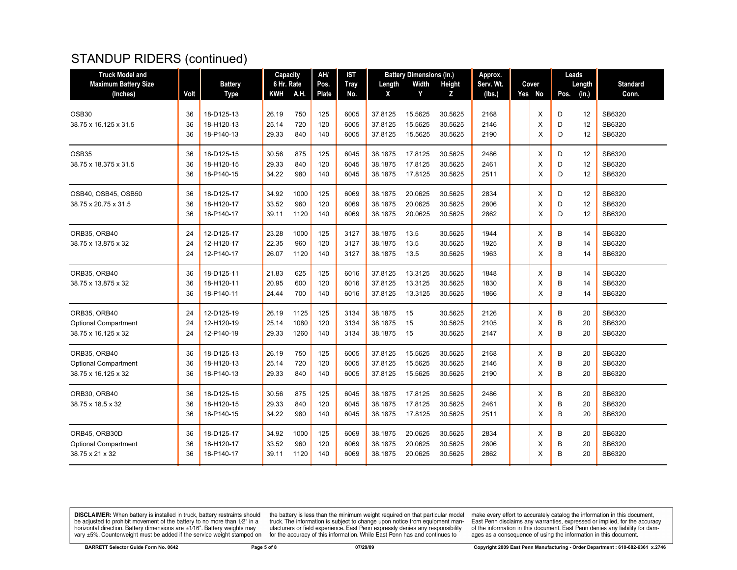## STANDUP RIDERS (continued)

| Truck Model and Maximum Battery Size (Inches) | Volt | Battery Type | Capacity 6 Hr. Rate KWH | A.H. | AH/ Pos. Plate | IST Tray No. | Battery Dimensions (in.) Length X | Width Y | Height Z | Approx. Serv. Wt. (lbs.) | Cover Yes | No | Leads Pos. | Length (in.) | Standard Conn. |
|---|---|---|---|---|---|---|---|---|---|---|---|---|---|---|---|
| OSB30 | 36 | 18-D125-13 | 26.19 | 750 | 125 | 6005 | 37.8125 | 15.5625 | 30.5625 | 2168 | | X | D | 12 | SB6320 |
| 38.75 x 16.125 x 31.5 | 36 | 18-H120-13 | 25.14 | 720 | 120 | 6005 | 37.8125 | 15.5625 | 30.5625 | 2146 | | X | D | 12 | SB6320 |
| | 36 | 18-P140-13 | 29.33 | 840 | 140 | 6005 | 37.8125 | 15.5625 | 30.5625 | 2190 | | X | D | 12 | SB6320 |
| OSB35 | 36 | 18-D125-15 | 30.56 | 875 | 125 | 6045 | 38.1875 | 17.8125 | 30.5625 | 2486 | | X | D | 12 | SB6320 |
| 38.75 x 18.375 x 31.5 | 36 | 18-H120-15 | 29.33 | 840 | 120 | 6045 | 38.1875 | 17.8125 | 30.5625 | 2461 | | X | D | 12 | SB6320 |
| | 36 | 18-P140-15 | 34.22 | 980 | 140 | 6045 | 38.1875 | 17.8125 | 30.5625 | 2511 | | X | D | 12 | SB6320 |
| OSB40, OSB45, OSB50 | 36 | 18-D125-17 | 34.92 | 1000 | 125 | 6069 | 38.1875 | 20.0625 | 30.5625 | 2834 | | X | D | 12 | SB6320 |
| 38.75 x 20.75 x 31.5 | 36 | 18-H120-17 | 33.52 | 960 | 120 | 6069 | 38.1875 | 20.0625 | 30.5625 | 2806 | | X | D | 12 | SB6320 |
| | 36 | 18-P140-17 | 39.11 | 1120 | 140 | 6069 | 38.1875 | 20.0625 | 30.5625 | 2862 | | X | D | 12 | SB6320 |
| ORB35, ORB40 | 24 | 12-D125-17 | 23.28 | 1000 | 125 | 3127 | 38.1875 | 13.5 | 30.5625 | 1944 | | X | B | 14 | SB6320 |
| 38.75 x 13.875 x 32 | 24 | 12-H120-17 | 22.35 | 960 | 120 | 3127 | 38.1875 | 13.5 | 30.5625 | 1925 | | X | B | 14 | SB6320 |
| | 24 | 12-P140-17 | 26.07 | 1120 | 140 | 3127 | 38.1875 | 13.5 | 30.5625 | 1963 | | X | B | 14 | SB6320 |
| ORB35, ORB40 | 36 | 18-D125-11 | 21.83 | 625 | 125 | 6016 | 37.8125 | 13.3125 | 30.5625 | 1848 | | X | B | 14 | SB6320 |
| 38.75 x 13.875 x 32 | 36 | 18-H120-11 | 20.95 | 600 | 120 | 6016 | 37.8125 | 13.3125 | 30.5625 | 1830 | | X | B | 14 | SB6320 |
| | 36 | 18-P140-11 | 24.44 | 700 | 140 | 6016 | 37.8125 | 13.3125 | 30.5625 | 1866 | | X | B | 14 | SB6320 |
| ORB35, ORB40 | 24 | 12-D125-19 | 26.19 | 1125 | 125 | 3134 | 38.1875 | 15 | 30.5625 | 2126 | | X | B | 20 | SB6320 |
| Optional Compartment | 24 | 12-H120-19 | 25.14 | 1080 | 120 | 3134 | 38.1875 | 15 | 30.5625 | 2105 | | X | B | 20 | SB6320 |
| 38.75 x 16.125 x 32 | 24 | 12-P140-19 | 29.33 | 1260 | 140 | 3134 | 38.1875 | 15 | 30.5625 | 2147 | | X | B | 20 | SB6320 |
| ORB35, ORB40 | 36 | 18-D125-13 | 26.19 | 750 | 125 | 6005 | 37.8125 | 15.5625 | 30.5625 | 2168 | | X | B | 20 | SB6320 |
| Optional Compartment | 36 | 18-H120-13 | 25.14 | 720 | 120 | 6005 | 37.8125 | 15.5625 | 30.5625 | 2146 | | X | B | 20 | SB6320 |
| 38.75 x 16.125 x 32 | 36 | 18-P140-13 | 29.33 | 840 | 140 | 6005 | 37.8125 | 15.5625 | 30.5625 | 2190 | | X | B | 20 | SB6320 |
| ORB30, ORB40 | 36 | 18-D125-15 | 30.56 | 875 | 125 | 6045 | 38.1875 | 17.8125 | 30.5625 | 2486 | | X | B | 20 | SB6320 |
| 38.75 x 18.5 x 32 | 36 | 18-H120-15 | 29.33 | 840 | 120 | 6045 | 38.1875 | 17.8125 | 30.5625 | 2461 | | X | B | 20 | SB6320 |
| | 36 | 18-P140-15 | 34.22 | 980 | 140 | 6045 | 38.1875 | 17.8125 | 30.5625 | 2511 | | X | B | 20 | SB6320 |
| ORB45, ORB30D | 36 | 18-D125-17 | 34.92 | 1000 | 125 | 6069 | 38.1875 | 20.0625 | 30.5625 | 2834 | | X | B | 20 | SB6320 |
| Optional Compartment | 36 | 18-H120-17 | 33.52 | 960 | 120 | 6069 | 38.1875 | 20.0625 | 30.5625 | 2806 | | X | B | 20 | SB6320 |
| 38.75 x 21 x 32 | 36 | 18-P140-17 | 39.11 | 1120 | 140 | 6069 | 38.1875 | 20.0625 | 30.5625 | 2862 | | X | B | 20 | SB6320 |

**DISCLAIMER:** When battery is installed in truck, battery restraints should be adjusted to prohibit movement of the battery to no more than 1⁄2" in a horizontal direction. Battery dimensions are ±1⁄16". Battery weights may vary ±5%. Counterweight must be added if the service weight stamped on the battery is less than the minimum weight required on that particular model truck. The information is subject to change upon notice from equipment manufacturers or field experience. East Penn expressly denies any responsibility for the accuracy of this information. While East Penn has and continues to make every effort to accurately catalog the information in this document, East Penn disclaims any warranties, expressed or implied, for the accuracy of the information in this document. East Penn denies any liability for damages as a consequence of using the information in this document.

BARRETT Selector Guide Form No. 0642 | 07/29/09 | Copyright 2009 East Penn Manufacturing - Order Department : 610-682-6361 x.2746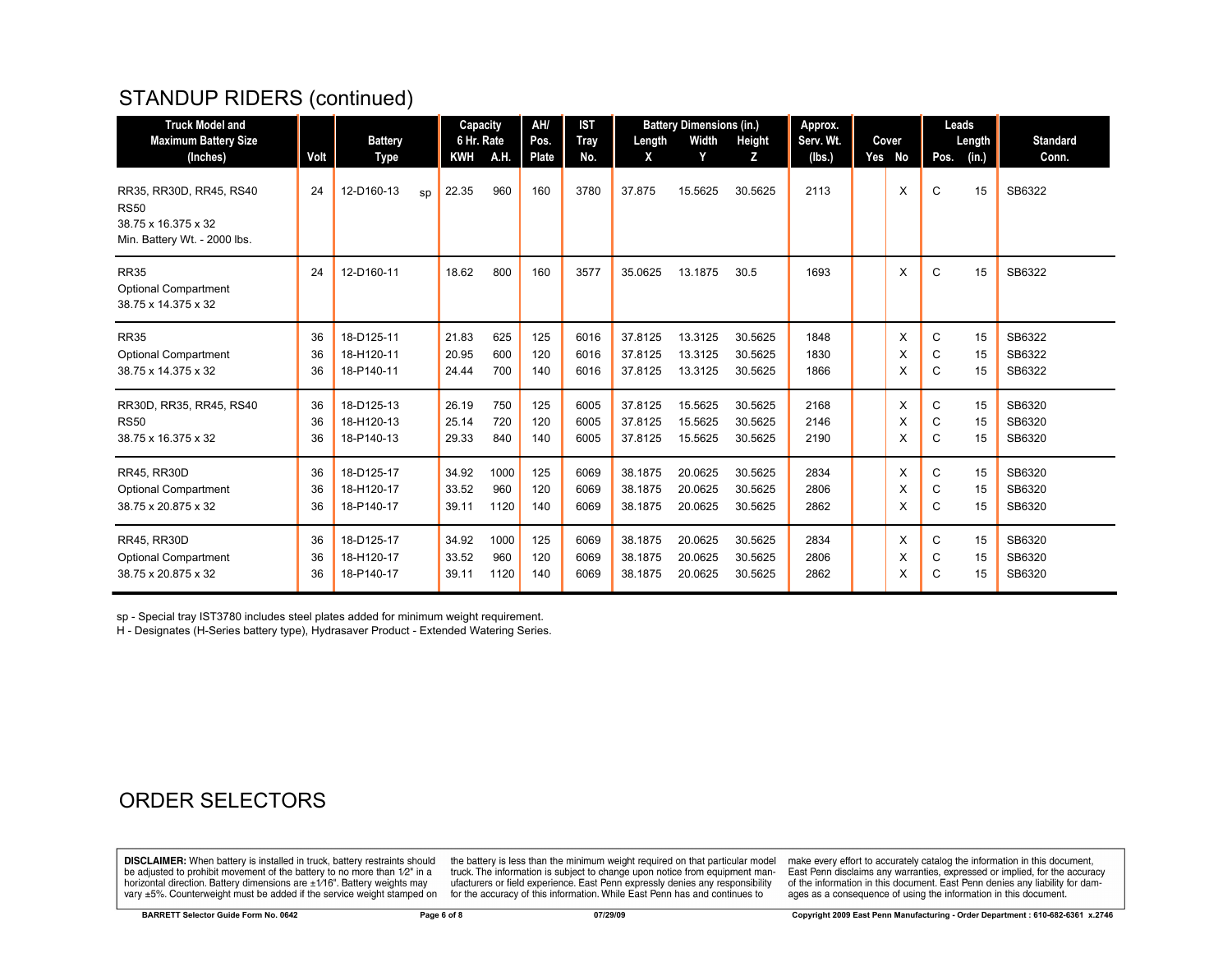## STANDUP RIDERS (continued)

| Truck Model and Maximum Battery Size (Inches) | Volt | Battery Type | | Capacity 6 Hr. Rate KWH | A.H. | AH/ Pos. Plate | IST Tray No. | Battery Dimensions (in.) Length X | Width Y | Height Z | Approx. Serv. Wt. (lbs.) | Cover Yes | No | Leads Pos. | Length (in.) | Standard Conn. |
|---|---|---|---|---|---|---|---|---|---|---|---|---|---|---|---|---|
| RR35, RR30D, RR45, RS40 RS50 38.75 x 16.375 x 32 Min. Battery Wt. - 2000 lbs. | 24 | 12-D160-13 | sp | 22.35 | 960 | 160 | 3780 | 37.875 | 15.5625 | 30.5625 | 2113 | | X | C | 15 | SB6322 |
| RR35 Optional Compartment 38.75 x 14.375 x 32 | 24 | 12-D160-11 | | 18.62 | 800 | 160 | 3577 | 35.0625 | 13.1875 | 30.5 | 1693 | | X | C | 15 | SB6322 |
| RR35 | 36 | 18-D125-11 | | 21.83 | 625 | 125 | 6016 | 37.8125 | 13.3125 | 30.5625 | 1848 | | X | C | 15 | SB6322 |
| Optional Compartment | 36 | 18-H120-11 | | 20.95 | 600 | 120 | 6016 | 37.8125 | 13.3125 | 30.5625 | 1830 | | X | C | 15 | SB6322 |
| 38.75 x 14.375 x 32 | 36 | 18-P140-11 | | 24.44 | 700 | 140 | 6016 | 37.8125 | 13.3125 | 30.5625 | 1866 | | X | C | 15 | SB6322 |
| RR30D, RR35, RR45, RS40 | 36 | 18-D125-13 | | 26.19 | 750 | 125 | 6005 | 37.8125 | 15.5625 | 30.5625 | 2168 | | X | C | 15 | SB6320 |
| RS50 | 36 | 18-H120-13 | | 25.14 | 720 | 120 | 6005 | 37.8125 | 15.5625 | 30.5625 | 2146 | | X | C | 15 | SB6320 |
| 38.75 x 16.375 x 32 | 36 | 18-P140-13 | | 29.33 | 840 | 140 | 6005 | 37.8125 | 15.5625 | 30.5625 | 2190 | | X | C | 15 | SB6320 |
| RR45, RR30D | 36 | 18-D125-17 | | 34.92 | 1000 | 125 | 6069 | 38.1875 | 20.0625 | 30.5625 | 2834 | | X | C | 15 | SB6320 |
| Optional Compartment | 36 | 18-H120-17 | | 33.52 | 960 | 120 | 6069 | 38.1875 | 20.0625 | 30.5625 | 2806 | | X | C | 15 | SB6320 |
| 38.75 x 20.875 x 32 | 36 | 18-P140-17 | | 39.11 | 1120 | 140 | 6069 | 38.1875 | 20.0625 | 30.5625 | 2862 | | X | C | 15 | SB6320 |
| RR45, RR30D | 36 | 18-D125-17 | | 34.92 | 1000 | 125 | 6069 | 38.1875 | 20.0625 | 30.5625 | 2834 | | X | C | 15 | SB6320 |
| Optional Compartment | 36 | 18-H120-17 | | 33.52 | 960 | 120 | 6069 | 38.1875 | 20.0625 | 30.5625 | 2806 | | X | C | 15 | SB6320 |
| 38.75 x 20.875 x 32 | 36 | 18-P140-17 | | 39.11 | 1120 | 140 | 6069 | 38.1875 | 20.0625 | 30.5625 | 2862 | | X | C | 15 | SB6320 |

sp - Special tray IST3780 includes steel plates added for minimum weight requirement.
H - Designates (H-Series battery type), Hydrasaver Product - Extended Watering Series.

## ORDER SELECTORS

**DISCLAIMER:** When battery is installed in truck, battery restraints should be adjusted to prohibit movement of the battery to no more than 1⁄2" in a horizontal direction. Battery dimensions are ±1⁄16". Battery weights may vary ±5%. Counterweight must be added if the service weight stamped on the battery is less than the minimum weight required on that particular model truck. The information is subject to change upon notice from equipment manufacturers or field experience. East Penn expressly denies any responsibility for the accuracy of this information. While East Penn has and continues to make every effort to accurately catalog the information in this document, East Penn disclaims any warranties, expressed or implied, for the accuracy of the information in this document. East Penn denies any liability for damages as a consequence of using the information in this document.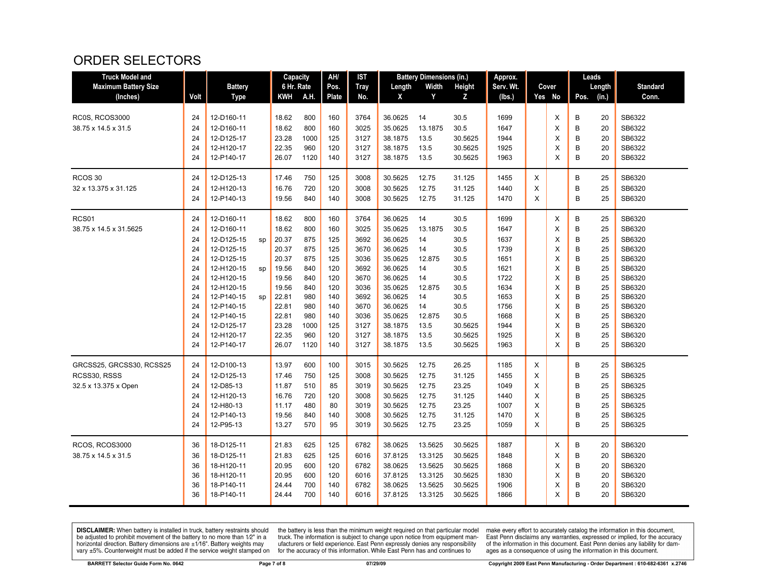# ORDER SELECTORS

| Truck Model and Maximum Battery Size (Inches) | Volt | Battery Type | | Capacity 6 Hr. Rate | | AH/ Pos. Plate | IST Tray No. | Battery Dimensions (in.) | | | Approx. Serv. Wt. (lbs.) | Cover | | Leads | | Standard Conn. |
|---|---|---|---|---|---|---|---|---|---|---|---|---|---|---|---|---|
| | | | | KWH | A.H. | | | Length X | Width Y | Height Z | | Yes | No | Pos. | Length (in.) | |
| RC0S, RCOS3000 | 24 | 12-D160-11 | | 18.62 | 800 | 160 | 3764 | 36.0625 | 14 | 30.5 | 1699 | | X | B | 20 | SB6322 |
| 38.75 x 14.5 x 31.5 | 24 | 12-D160-11 | | 18.62 | 800 | 160 | 3025 | 35.0625 | 13.1875 | 30.5 | 1647 | | X | B | 20 | SB6322 |
| | 24 | 12-D125-17 | | 23.28 | 1000 | 125 | 3127 | 38.1875 | 13.5 | 30.5625 | 1944 | | X | B | 20 | SB6322 |
| | 24 | 12-H120-17 | | 22.35 | 960 | 120 | 3127 | 38.1875 | 13.5 | 30.5625 | 1925 | | X | B | 20 | SB6322 |
| | 24 | 12-P140-17 | | 26.07 | 1120 | 140 | 3127 | 38.1875 | 13.5 | 30.5625 | 1963 | | X | B | 20 | SB6322 |
| RCOS 30 | 24 | 12-D125-13 | | 17.46 | 750 | 125 | 3008 | 30.5625 | 12.75 | 31.125 | 1455 | X | | B | 25 | SB6320 |
| 32 x 13.375 x 31.125 | 24 | 12-H120-13 | | 16.76 | 720 | 120 | 3008 | 30.5625 | 12.75 | 31.125 | 1440 | X | | B | 25 | SB6320 |
| | 24 | 12-P140-13 | | 19.56 | 840 | 140 | 3008 | 30.5625 | 12.75 | 31.125 | 1470 | X | | B | 25 | SB6320 |
| RCS01 | 24 | 12-D160-11 | | 18.62 | 800 | 160 | 3764 | 36.0625 | 14 | 30.5 | 1699 | | X | B | 25 | SB6320 |
| 38.75 x 14.5 x 31.5625 | 24 | 12-D160-11 | | 18.62 | 800 | 160 | 3025 | 35.0625 | 13.1875 | 30.5 | 1647 | | X | B | 25 | SB6320 |
| | 24 | 12-D125-15 | sp | 20.37 | 875 | 125 | 3692 | 36.0625 | 14 | 30.5 | 1637 | | X | B | 25 | SB6320 |
| | 24 | 12-D125-15 | | 20.37 | 875 | 125 | 3670 | 36.0625 | 14 | 30.5 | 1739 | | X | B | 25 | SB6320 |
| | 24 | 12-D125-15 | | 20.37 | 875 | 125 | 3036 | 35.0625 | 12.875 | 30.5 | 1651 | | X | B | 25 | SB6320 |
| | 24 | 12-H120-15 | sp | 19.56 | 840 | 120 | 3692 | 36.0625 | 14 | 30.5 | 1621 | | X | B | 25 | SB6320 |
| | 24 | 12-H120-15 | | 19.56 | 840 | 120 | 3670 | 36.0625 | 14 | 30.5 | 1722 | | X | B | 25 | SB6320 |
| | 24 | 12-H120-15 | | 19.56 | 840 | 120 | 3036 | 35.0625 | 12.875 | 30.5 | 1634 | | X | B | 25 | SB6320 |
| | 24 | 12-P140-15 | sp | 22.81 | 980 | 140 | 3692 | 36.0625 | 14 | 30.5 | 1653 | | X | B | 25 | SB6320 |
| | 24 | 12-P140-15 | | 22.81 | 980 | 140 | 3670 | 36.0625 | 14 | 30.5 | 1756 | | X | B | 25 | SB6320 |
| | 24 | 12-P140-15 | | 22.81 | 980 | 140 | 3036 | 35.0625 | 12.875 | 30.5 | 1668 | | X | B | 25 | SB6320 |
| | 24 | 12-D125-17 | | 23.28 | 1000 | 125 | 3127 | 38.1875 | 13.5 | 30.5625 | 1944 | | X | B | 25 | SB6320 |
| | 24 | 12-H120-17 | | 22.35 | 960 | 120 | 3127 | 38.1875 | 13.5 | 30.5625 | 1925 | | X | B | 25 | SB6320 |
| | 24 | 12-P140-17 | | 26.07 | 1120 | 140 | 3127 | 38.1875 | 13.5 | 30.5625 | 1963 | | X | B | 25 | SB6320 |
| GRCSS25, GRCSS30, RCSS25 | 24 | 12-D100-13 | | 13.97 | 600 | 100 | 3015 | 30.5625 | 12.75 | 26.25 | 1185 | X | | B | 25 | SB6325 |
| RCSS30, RSSS | 24 | 12-D125-13 | | 17.46 | 750 | 125 | 3008 | 30.5625 | 12.75 | 31.125 | 1455 | X | | B | 25 | SB6325 |
| 32.5 x 13.375 x Open | 24 | 12-D85-13 | | 11.87 | 510 | 85 | 3019 | 30.5625 | 12.75 | 23.25 | 1049 | X | | B | 25 | SB6325 |
| | 24 | 12-H120-13 | | 16.76 | 720 | 120 | 3008 | 30.5625 | 12.75 | 31.125 | 1440 | X | | B | 25 | SB6325 |
| | 24 | 12-H80-13 | | 11.17 | 480 | 80 | 3019 | 30.5625 | 12.75 | 23.25 | 1007 | X | | B | 25 | SB6325 |
| | 24 | 12-P140-13 | | 19.56 | 840 | 140 | 3008 | 30.5625 | 12.75 | 31.125 | 1470 | X | | B | 25 | SB6325 |
| | 24 | 12-P95-13 | | 13.27 | 570 | 95 | 3019 | 30.5625 | 12.75 | 23.25 | 1059 | X | | B | 25 | SB6325 |
| RCOS, RCOS3000 | 36 | 18-D125-11 | | 21.83 | 625 | 125 | 6782 | 38.0625 | 13.5625 | 30.5625 | 1887 | | X | B | 20 | SB6320 |
| 38.75 x 14.5 x 31.5 | 36 | 18-D125-11 | | 21.83 | 625 | 125 | 6016 | 37.8125 | 13.3125 | 30.5625 | 1848 | | X | B | 20 | SB6320 |
| | 36 | 18-H120-11 | | 20.95 | 600 | 120 | 6782 | 38.0625 | 13.5625 | 30.5625 | 1868 | | X | B | 20 | SB6320 |
| | 36 | 18-H120-11 | | 20.95 | 600 | 120 | 6016 | 37.8125 | 13.3125 | 30.5625 | 1830 | | X | B | 20 | SB6320 |
| | 36 | 18-P140-11 | | 24.44 | 700 | 140 | 6782 | 38.0625 | 13.5625 | 30.5625 | 1906 | | X | B | 20 | SB6320 |
| | 36 | 18-P140-11 | | 24.44 | 700 | 140 | 6016 | 37.8125 | 13.3125 | 30.5625 | 1866 | | X | B | 20 | SB6320 |

**DISCLAIMER:** When battery is installed in truck, battery restraints should be adjusted to prohibit movement of the battery to no more than 1/2" in a horizontal direction. Battery dimensions are ±1/16". Battery weights may vary ±5%. Counterweight must be added if the service weight stamped on the battery is less than the minimum weight required on that particular model truck. The information is subject to change upon notice from equipment manufacturers or field experience. East Penn expressly denies any responsibility for the accuracy of this information. While East Penn has and continues to make every effort to accurately catalog the information in this document, East Penn disclaims any warranties, expressed or implied, for the accuracy of the information in this document. East Penn denies any liability for damages as a consequence of using the information in this document.

BARRETT Selector Guide Form No. 0642 07/29/09 Copyright 2009 East Penn Manufacturing - Order Department : 610-682-6361 x.2746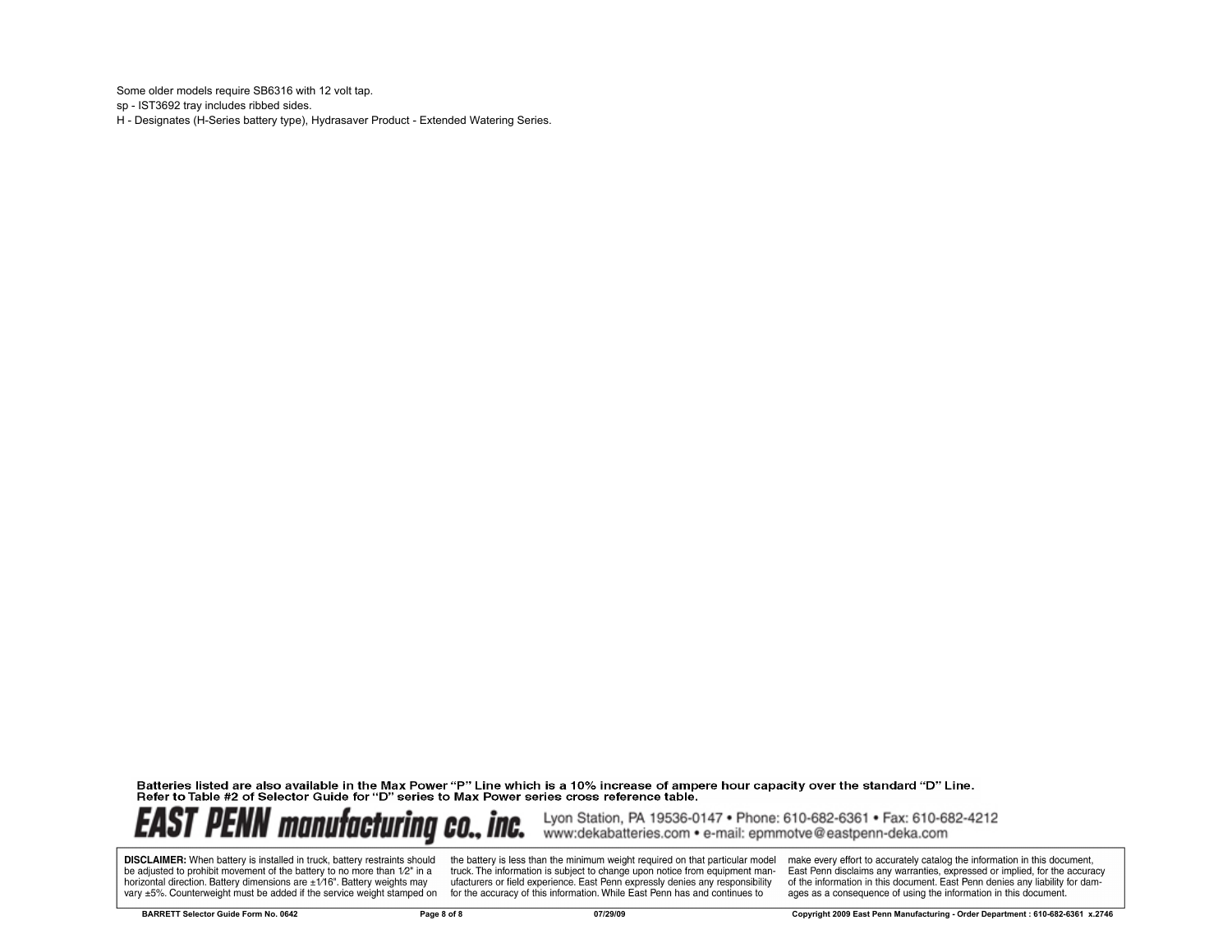Some older models require SB6316 with 12 volt tap.
sp - IST3692 tray includes ribbed sides.
H - Designates (H-Series battery type), Hydrasaver Product - Extended Watering Series.

**Batteries listed are also available in the Max Power "P" Line which is a 10% increase of ampere hour capacity over the standard "D" Line.**
**Refer to Table #2 of Selector Guide for "D" series to Max Power series cross reference table.**

**EAST PENN manufacturing co., inc.** Lyon Station, PA 19536-0147 • Phone: 610-682-6361 • Fax: 610-682-4212
www:dekabatteries.com • e-mail: epmmotve@eastpenn-deka.com

**DISCLAIMER:** When battery is installed in truck, battery restraints should be adjusted to prohibit movement of the battery to no more than 1⁄2" in a horizontal direction. Battery dimensions are ±1⁄16". Battery weights may vary ±5%. Counterweight must be added if the service weight stamped on the battery is less than the minimum weight required on that particular model truck. The information is subject to change upon notice from equipment manufacturers or field experience. East Penn expressly denies any responsibility for the accuracy of this information. While East Penn has and continues to make every effort to accurately catalog the information in this document, East Penn disclaims any warranties, expressed or implied, for the accuracy of the information in this document. East Penn denies any liability for damages as a consequence of using the information in this document.